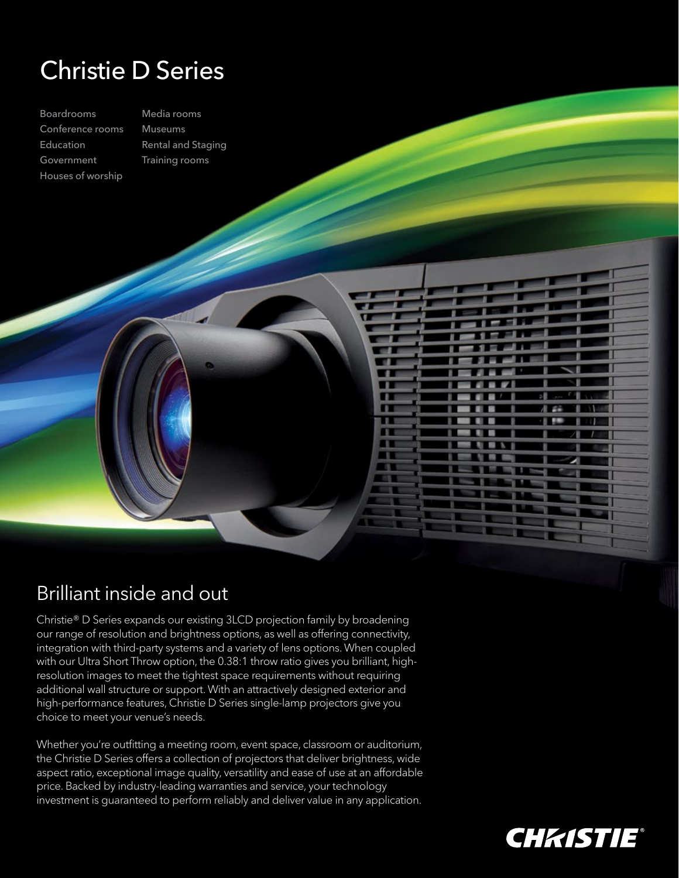# Christie D Series

- Boardrooms
- Conference rooms
- Education
- Government
- Houses of worship
- Media rooms
- Museums
- Rental and Staging
- Training rooms

## Brilliant inside and out

Christie® D Series expands our existing 3LCD projection family by broadening our range of resolution and brightness options, as well as offering connectivity, integration with third-party systems and a variety of lens options. When coupled with our Ultra Short Throw option, the 0.38:1 throw ratio gives you brilliant, high-resolution images to meet the tightest space requirements without requiring additional wall structure or support. With an attractively designed exterior and high-performance features, Christie D Series single-lamp projectors give you choice to meet your venue's needs.

Whether you're outfitting a meeting room, event space, classroom or auditorium, the Christie D Series offers a collection of projectors that deliver brightness, wide aspect ratio, exceptional image quality, versatility and ease of use at an affordable price. Backed by industry-leading warranties and service, your technology investment is guaranteed to perform reliably and deliver value in any application.

CHRISTIE®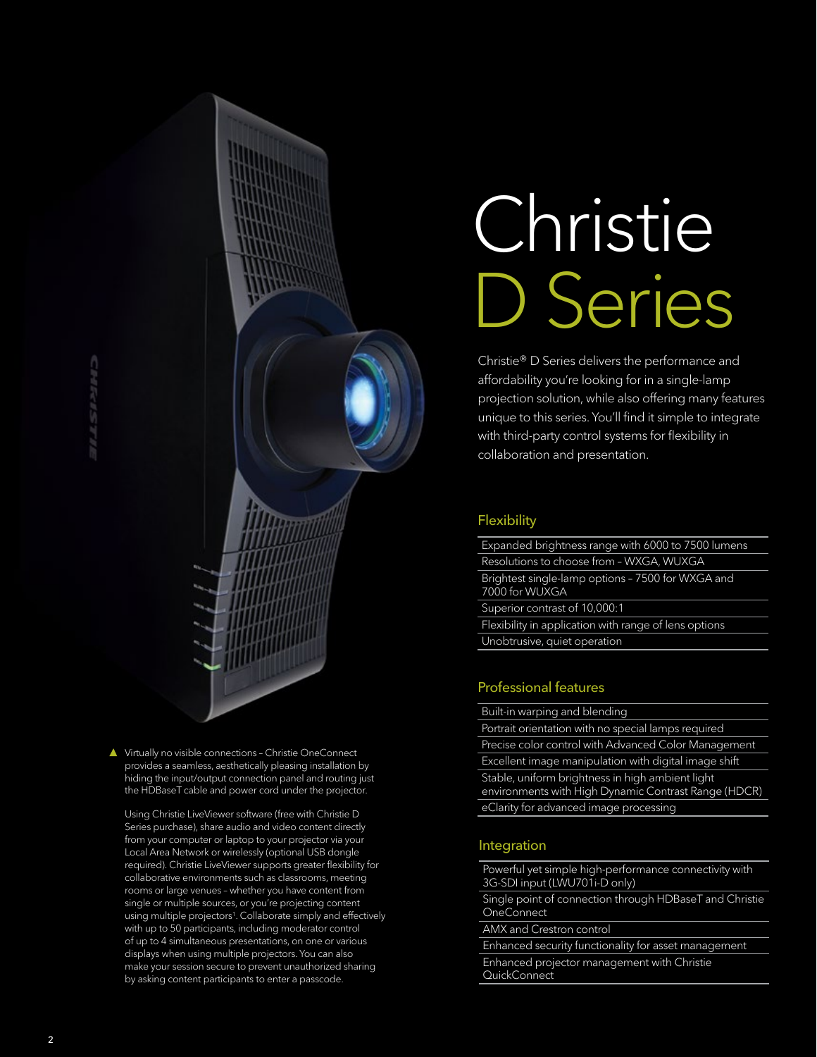# Christie D Series

Christie® D Series delivers the performance and affordability you're looking for in a single-lamp projection solution, while also offering many features unique to this series. You'll find it simple to integrate with third-party control systems for flexibility in collaboration and presentation.

## Flexibility

- Expanded brightness range with 6000 to 7500 lumens
- Resolutions to choose from – WXGA, WUXGA
- Brightest single-lamp options – 7500 for WXGA and 7000 for WUXGA
- Superior contrast of 10,000:1
- Flexibility in application with range of lens options
- Unobtrusive, quiet operation

## Professional features

- Built-in warping and blending
- Portrait orientation with no special lamps required
- Precise color control with Advanced Color Management
- Excellent image manipulation with digital image shift
- Stable, uniform brightness in high ambient light environments with High Dynamic Contrast Range (HDCR)
- eClarity for advanced image processing

## Integration

- Powerful yet simple high-performance connectivity with 3G-SDI input (LWU701i-D only)
- Single point of connection through HDBaseT and Christie OneConnect
- AMX and Crestron control
- Enhanced security functionality for asset management
- Enhanced projector management with Christie QuickConnect

▲ Virtually no visible connections – Christie OneConnect provides a seamless, aesthetically pleasing installation by hiding the input/output connection panel and routing just the HDBaseT cable and power cord under the projector.

Using Christie LiveViewer software (free with Christie D Series purchase), share audio and video content directly from your computer or laptop to your projector via your Local Area Network or wirelessly (optional USB dongle required). Christie LiveViewer supports greater flexibility for collaborative environments such as classrooms, meeting rooms or large venues – whether you have content from single or multiple sources, or you're projecting content using multiple projectors[1]. Collaborate simply and effectively with up to 50 participants, including moderator control of up to 4 simultaneous presentations, on one or various displays when using multiple projectors. You can also make your session secure to prevent unauthorized sharing by asking content participants to enter a passcode.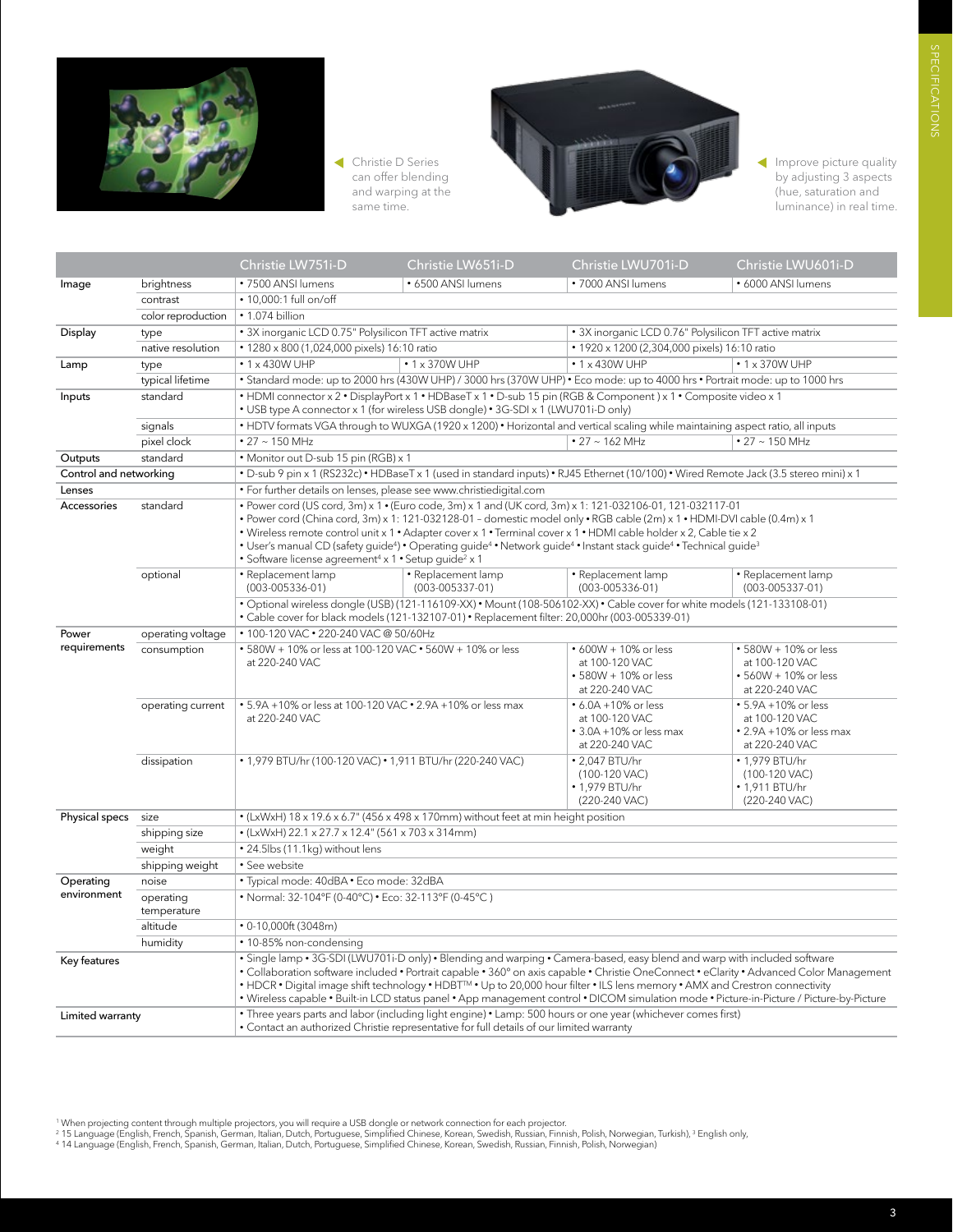Christie D Series can offer blending and warping at the same time.

Improve picture quality by adjusting 3 aspects (hue, saturation and luminance) in real time.

| | | Christie LW751i-D | Christie LW651i-D | Christie LWU701i-D | Christie LWU601i-D |
|---|---|---|---|---|---|
| Image | brightness | • 7500 ANSI lumens | • 6500 ANSI lumens | • 7000 ANSI lumens | • 6000 ANSI lumens |
| | contrast | • 10,000:1 full on/off | | | |
| | color reproduction | • 1.074 billion | | | |
| Display | type | • 3X inorganic LCD 0.75" Polysilicon TFT active matrix | | • 3X inorganic LCD 0.76" Polysilicon TFT active matrix | |
| | native resolution | • 1280 x 800 (1,024,000 pixels) 16:10 ratio | | • 1920 x 1200 (2,304,000 pixels) 16:10 ratio | |
| Lamp | type | • 1 x 430W UHP | • 1 x 370W UHP | • 1 x 430W UHP | • 1 x 370W UHP |
| | typical lifetime | • Standard mode: up to 2000 hrs (430W UHP) / 3000 hrs (370W UHP) • Eco mode: up to 4000 hrs • Portrait mode: up to 1000 hrs | | | |
| Inputs | standard | • HDMI connector x 2 • DisplayPort x 1 • HDBaseT x 1 • D-sub 15 pin (RGB & Component ) x 1 • Composite video x 1 • USB type A connector x 1 (for wireless USB dongle) • 3G-SDI x 1 (LWU701i-D only) | | | |
| | signals | • HDTV formats VGA through to WUXGA (1920 x 1200) • Horizontal and vertical scaling while maintaining aspect ratio, all inputs | | | |
| | pixel clock | • 27 ~ 150 MHz | | • 27 ~ 162 MHz | • 27 ~ 150 MHz |
| Outputs | standard | • Monitor out D-sub 15 pin (RGB) x 1 | | | |
| Control and networking | | • D-sub 9 pin x 1 (RS232c) • HDBaseT x 1 (used in standard inputs) • RJ45 Ethernet (10/100) • Wired Remote Jack (3.5 stereo mini) x 1 | | | |
| Lenses | | • For further details on lenses, please see www.christiedigital.com | | | |
| Accessories | standard | • Power cord (US cord, 3m) x 1 • (Euro code, 3m) x 1 and (UK cord, 3m) x 1: 121-032106-01, 121-032117-01 • Power cord (China cord, 3m) x 1: 121-032128-01 – domestic model only • RGB cable (2m) x 1 • HDMI-DVI cable (0.4m) x 1 • Wireless remote control unit x 1 • Adapter cover x 1 • Terminal cover x 1 • HDMI cable holder x 2, Cable tie x 2 • User's manual CD (safety guide[4]) • Operating guide[4] • Network guide[4] • Instant stack guide[4] • Technical guide[3] • Software license agreement[4] x 1 • Setup guide[2] x 1 | | | |
| | optional | • Replacement lamp (003-005336-01) | • Replacement lamp (003-005337-01) | • Replacement lamp (003-005336-01) | • Replacement lamp (003-005337-01) |
| | | • Optional wireless dongle (USB) (121-116109-XX) • Mount (108-506102-XX) • Cable cover for white models (121-133108-01) • Cable cover for black models (121-132107-01) • Replacement filter: 20,000hr (003-005339-01) | | | |
| Power requirements | operating voltage | • 100-120 VAC • 220-240 VAC @ 50/60Hz | | | |
| | consumption | • 580W + 10% or less at 100-120 VAC • 560W + 10% or less at 220-240 VAC | | • 600W + 10% or less at 100-120 VAC • 580W + 10% or less at 220-240 VAC | • 580W + 10% or less at 100-120 VAC • 560W + 10% or less at 220-240 VAC |
| | operating current | • 5.9A +10% or less at 100-120 VAC • 2.9A +10% or less max at 220-240 VAC | | • 6.0A +10% or less at 100-120 VAC • 3.0A +10% or less max at 220-240 VAC | • 5.9A +10% or less at 100-120 VAC • 2.9A +10% or less max at 220-240 VAC |
| | dissipation | • 1,979 BTU/hr (100-120 VAC) • 1,911 BTU/hr (220-240 VAC) | | • 2,047 BTU/hr (100-120 VAC) • 1,979 BTU/hr (220-240 VAC) | • 1,979 BTU/hr (100-120 VAC) • 1,911 BTU/hr (220-240 VAC) |
| Physical specs | size | • (LxWxH) 18 x 19.6 x 6.7" (456 x 498 x 170mm) without feet at min height position | | | |
| | shipping size | • (LxWxH) 22.1 x 27.7 x 12.4" (561 x 703 x 314mm) | | | |
| | weight | • 24.5lbs (11.1kg) without lens | | | |
| | shipping weight | • See website | | | |
| Operating environment | noise | • Typical mode: 40dBA • Eco mode: 32dBA | | | |
| | operating temperature | • Normal: 32-104°F (0-40°C) • Eco: 32-113°F (0-45°C ) | | | |
| | altitude | • 0-10,000ft (3048m) | | | |
| | humidity | • 10-85% non-condensing | | | |
| Key features | | • Single lamp • 3G-SDI (LWU701i-D only) • Blending and warping • Camera-based, easy blend and warp with included software • Collaboration software included • Portrait capable • 360° on axis capable • Christie OneConnect • eClarity • Advanced Color Management • HDCR • Digital image shift technology • HDBT™ • Up to 20,000 hour filter • ILS lens memory • AMX and Crestron connectivity • Wireless capable • Built-in LCD status panel • App management control • DICOM simulation mode • Picture-in-Picture / Picture-by-Picture | | | |
| Limited warranty | | • Three years parts and labor (including light engine) • Lamp: 500 hours or one year (whichever comes first) • Contact an authorized Christie representative for full details of our limited warranty | | | |

[1] When projecting content through multiple projectors, you will require a USB dongle or network connection for each projector.
[2] 15 Language (English, French, Spanish, German, Italian, Dutch, Portuguese, Simplified Chinese, Korean, Swedish, Russian, Finnish, Polish, Norwegian, Turkish), [3] English only,
[4] 14 Language (English, French, Spanish, German, Italian, Dutch, Portuguese, Simplified Chinese, Korean, Swedish, Russian, Finnish, Polish, Norwegian)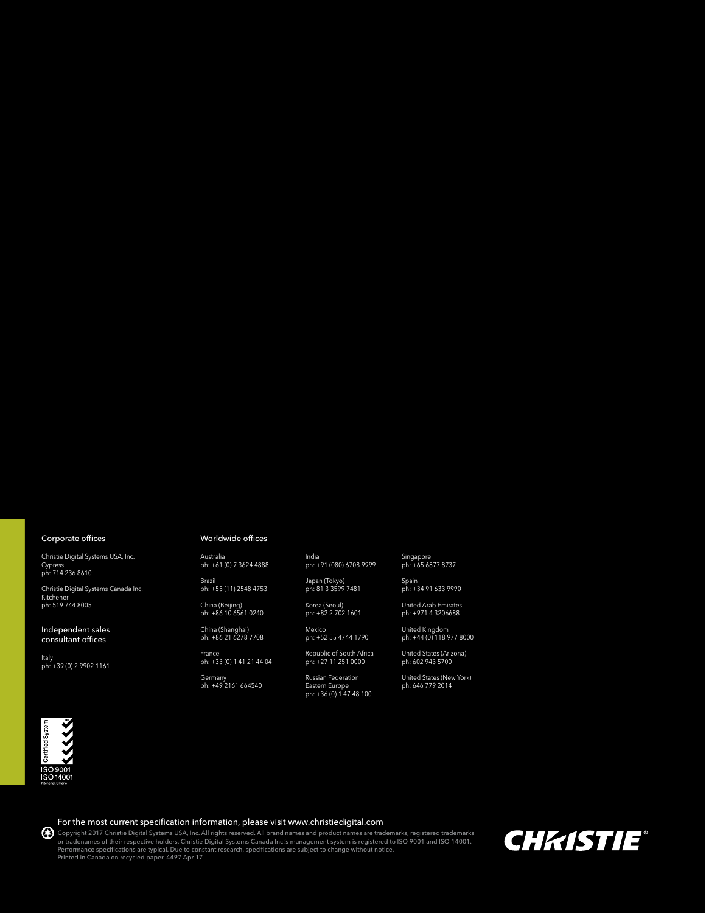## Corporate offices

Christie Digital Systems USA, Inc.
Cypress
ph: 714 236 8610

Christie Digital Systems Canada Inc.
Kitchener
ph: 519 744 8005

## Independent sales consultant offices

Italy
ph: +39 (0) 2 9902 1161

## Worldwide offices

Australia
ph: +61 (0) 7 3624 4888

Brazil
ph: +55 (11) 2548 4753

China (Beijing)
ph: +86 10 6561 0240

China (Shanghai)
ph: +86 21 6278 7708

France
ph: +33 (0) 1 41 21 44 04

Germany
ph: +49 2161 664540

India
ph: +91 (080) 6708 9999

Japan (Tokyo)
ph: 81 3 3599 7481

Korea (Seoul)
ph: +82 2 702 1601

Mexico
ph: +52 55 4744 1790

Republic of South Africa
ph: +27 11 251 0000

Russian Federation
Eastern Europe
ph: +36 (0) 1 47 48 100

Singapore
ph: +65 6877 8737

Spain
ph: +34 91 633 9990

United Arab Emirates
ph: +971 4 3206688

United Kingdom
ph: +44 (0) 118 977 8000

United States (Arizona)
ph: 602 943 5700

United States (New York)
ph: 646 779 2014

Certified System
ISO 9001
ISO 14001
Kitchener, Ontario

For the most current specification information, please visit www.christiedigital.com

Copyright 2017 Christie Digital Systems USA, Inc. All rights reserved. All brand names and product names are trademarks, registered trademarks or tradenames of their respective holders. Christie Digital Systems Canada Inc.'s management system is registered to ISO 9001 and ISO 14001. Performance specifications are typical. Due to constant research, specifications are subject to change without notice.
Printed in Canada on recycled paper. 4497 Apr 17

CHRISTIE®